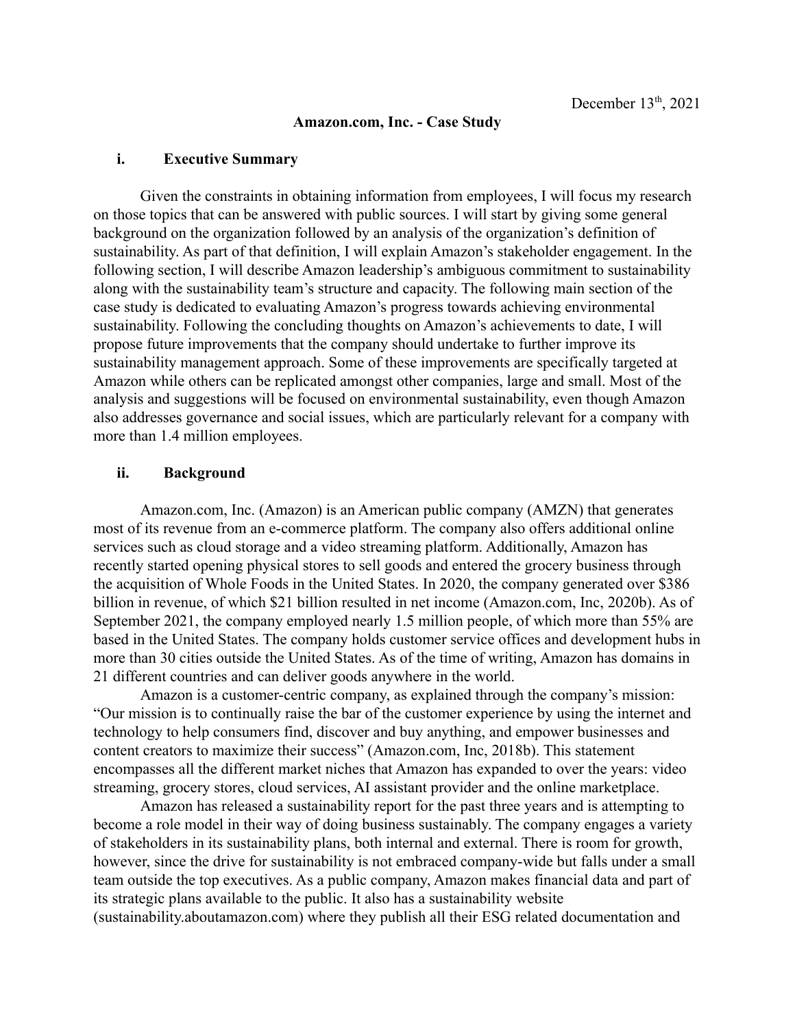December 13th, 2021

# Amazon.com, Inc. - Case Study

## i. Executive Summary

Given the constraints in obtaining information from employees, I will focus my research on those topics that can be answered with public sources. I will start by giving some general background on the organization followed by an analysis of the organization's definition of sustainability. As part of that definition, I will explain Amazon's stakeholder engagement. In the following section, I will describe Amazon leadership's ambiguous commitment to sustainability along with the sustainability team's structure and capacity. The following main section of the case study is dedicated to evaluating Amazon's progress towards achieving environmental sustainability. Following the concluding thoughts on Amazon's achievements to date, I will propose future improvements that the company should undertake to further improve its sustainability management approach. Some of these improvements are specifically targeted at Amazon while others can be replicated amongst other companies, large and small. Most of the analysis and suggestions will be focused on environmental sustainability, even though Amazon also addresses governance and social issues, which are particularly relevant for a company with more than 1.4 million employees.

## ii. Background

Amazon.com, Inc. (Amazon) is an American public company (AMZN) that generates most of its revenue from an e-commerce platform. The company also offers additional online services such as cloud storage and a video streaming platform. Additionally, Amazon has recently started opening physical stores to sell goods and entered the grocery business through the acquisition of Whole Foods in the United States. In 2020, the company generated over $386 billion in revenue, of which $21 billion resulted in net income (Amazon.com, Inc, 2020b). As of September 2021, the company employed nearly 1.5 million people, of which more than 55% are based in the United States. The company holds customer service offices and development hubs in more than 30 cities outside the United States. As of the time of writing, Amazon has domains in 21 different countries and can deliver goods anywhere in the world.

Amazon is a customer-centric company, as explained through the company's mission: "Our mission is to continually raise the bar of the customer experience by using the internet and technology to help consumers find, discover and buy anything, and empower businesses and content creators to maximize their success" (Amazon.com, Inc, 2018b). This statement encompasses all the different market niches that Amazon has expanded to over the years: video streaming, grocery stores, cloud services, AI assistant provider and the online marketplace.

Amazon has released a sustainability report for the past three years and is attempting to become a role model in their way of doing business sustainably. The company engages a variety of stakeholders in its sustainability plans, both internal and external. There is room for growth, however, since the drive for sustainability is not embraced company-wide but falls under a small team outside the top executives. As a public company, Amazon makes financial data and part of its strategic plans available to the public. It also has a sustainability website (sustainability.aboutamazon.com) where they publish all their ESG related documentation and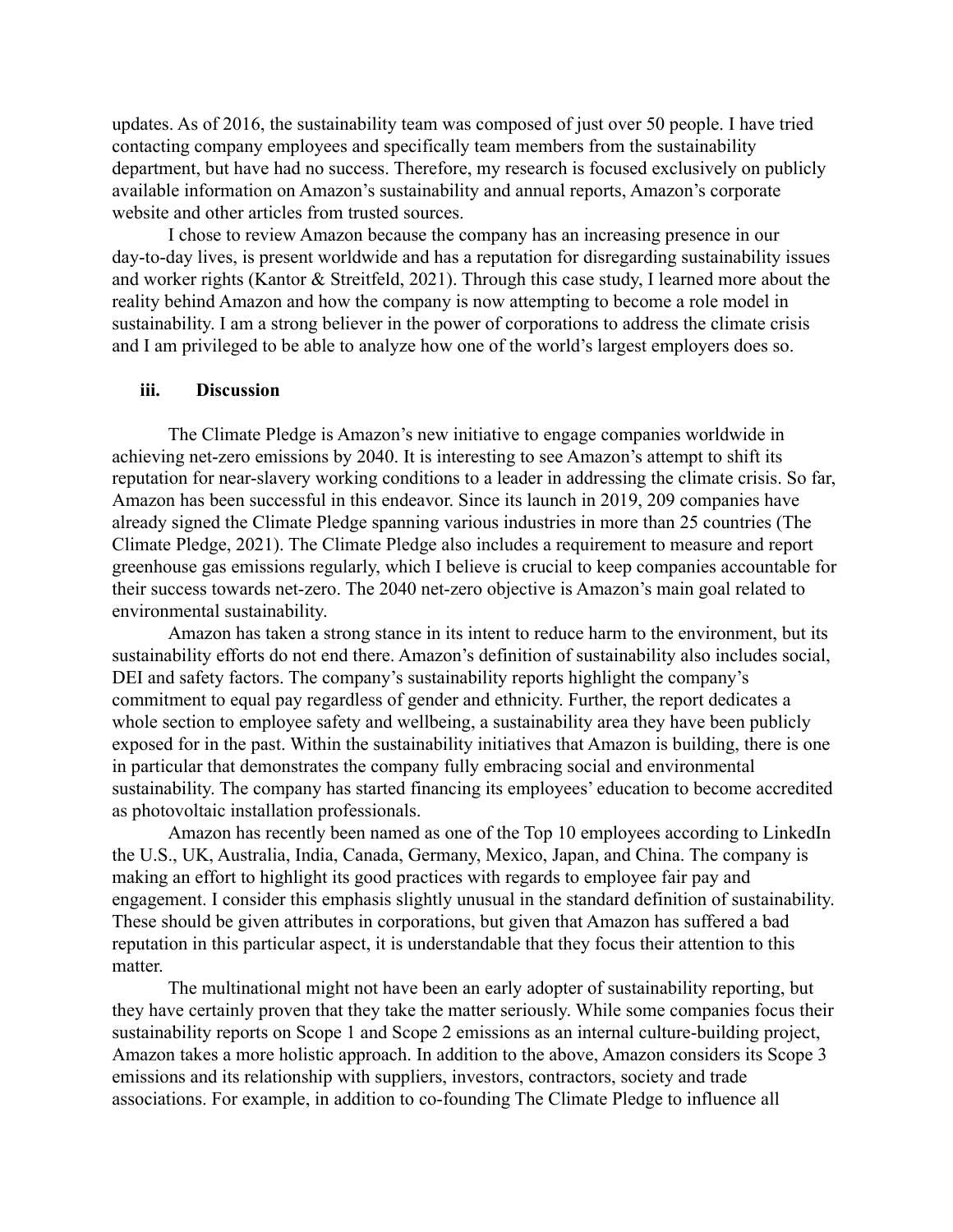updates. As of 2016, the sustainability team was composed of just over 50 people. I have tried contacting company employees and specifically team members from the sustainability department, but have had no success. Therefore, my research is focused exclusively on publicly available information on Amazon's sustainability and annual reports, Amazon's corporate website and other articles from trusted sources.

I chose to review Amazon because the company has an increasing presence in our day-to-day lives, is present worldwide and has a reputation for disregarding sustainability issues and worker rights (Kantor & Streitfeld, 2021). Through this case study, I learned more about the reality behind Amazon and how the company is now attempting to become a role model in sustainability. I am a strong believer in the power of corporations to address the climate crisis and I am privileged to be able to analyze how one of the world's largest employers does so.

### iii. Discussion

The Climate Pledge is Amazon's new initiative to engage companies worldwide in achieving net-zero emissions by 2040. It is interesting to see Amazon's attempt to shift its reputation for near-slavery working conditions to a leader in addressing the climate crisis. So far, Amazon has been successful in this endeavor. Since its launch in 2019, 209 companies have already signed the Climate Pledge spanning various industries in more than 25 countries (The Climate Pledge, 2021). The Climate Pledge also includes a requirement to measure and report greenhouse gas emissions regularly, which I believe is crucial to keep companies accountable for their success towards net-zero. The 2040 net-zero objective is Amazon's main goal related to environmental sustainability.

Amazon has taken a strong stance in its intent to reduce harm to the environment, but its sustainability efforts do not end there. Amazon's definition of sustainability also includes social, DEI and safety factors. The company's sustainability reports highlight the company's commitment to equal pay regardless of gender and ethnicity. Further, the report dedicates a whole section to employee safety and wellbeing, a sustainability area they have been publicly exposed for in the past. Within the sustainability initiatives that Amazon is building, there is one in particular that demonstrates the company fully embracing social and environmental sustainability. The company has started financing its employees' education to become accredited as photovoltaic installation professionals.

Amazon has recently been named as one of the Top 10 employees according to LinkedIn the U.S., UK, Australia, India, Canada, Germany, Mexico, Japan, and China. The company is making an effort to highlight its good practices with regards to employee fair pay and engagement. I consider this emphasis slightly unusual in the standard definition of sustainability. These should be given attributes in corporations, but given that Amazon has suffered a bad reputation in this particular aspect, it is understandable that they focus their attention to this matter.

The multinational might not have been an early adopter of sustainability reporting, but they have certainly proven that they take the matter seriously. While some companies focus their sustainability reports on Scope 1 and Scope 2 emissions as an internal culture-building project, Amazon takes a more holistic approach. In addition to the above, Amazon considers its Scope 3 emissions and its relationship with suppliers, investors, contractors, society and trade associations. For example, in addition to co-founding The Climate Pledge to influence all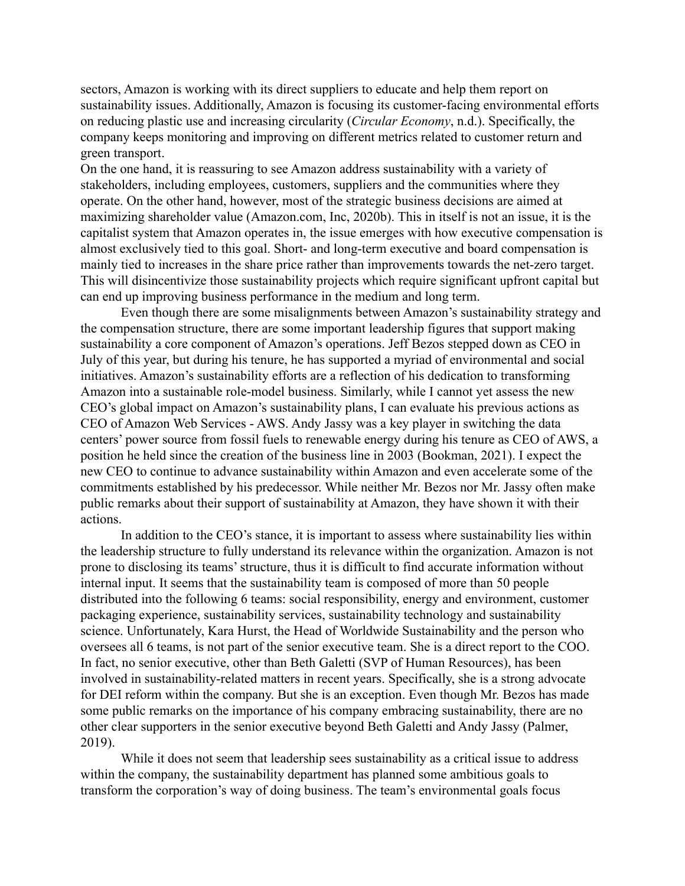sectors, Amazon is working with its direct suppliers to educate and help them report on sustainability issues. Additionally, Amazon is focusing its customer-facing environmental efforts on reducing plastic use and increasing circularity (*Circular Economy*, n.d.). Specifically, the company keeps monitoring and improving on different metrics related to customer return and green transport.

On the one hand, it is reassuring to see Amazon address sustainability with a variety of stakeholders, including employees, customers, suppliers and the communities where they operate. On the other hand, however, most of the strategic business decisions are aimed at maximizing shareholder value (Amazon.com, Inc, 2020b). This in itself is not an issue, it is the capitalist system that Amazon operates in, the issue emerges with how executive compensation is almost exclusively tied to this goal. Short- and long-term executive and board compensation is mainly tied to increases in the share price rather than improvements towards the net-zero target. This will disincentivize those sustainability projects which require significant upfront capital but can end up improving business performance in the medium and long term.

Even though there are some misalignments between Amazon's sustainability strategy and the compensation structure, there are some important leadership figures that support making sustainability a core component of Amazon's operations. Jeff Bezos stepped down as CEO in July of this year, but during his tenure, he has supported a myriad of environmental and social initiatives. Amazon's sustainability efforts are a reflection of his dedication to transforming Amazon into a sustainable role-model business. Similarly, while I cannot yet assess the new CEO's global impact on Amazon's sustainability plans, I can evaluate his previous actions as CEO of Amazon Web Services - AWS. Andy Jassy was a key player in switching the data centers' power source from fossil fuels to renewable energy during his tenure as CEO of AWS, a position he held since the creation of the business line in 2003 (Bookman, 2021). I expect the new CEO to continue to advance sustainability within Amazon and even accelerate some of the commitments established by his predecessor. While neither Mr. Bezos nor Mr. Jassy often make public remarks about their support of sustainability at Amazon, they have shown it with their actions.

In addition to the CEO's stance, it is important to assess where sustainability lies within the leadership structure to fully understand its relevance within the organization. Amazon is not prone to disclosing its teams' structure, thus it is difficult to find accurate information without internal input. It seems that the sustainability team is composed of more than 50 people distributed into the following 6 teams: social responsibility, energy and environment, customer packaging experience, sustainability services, sustainability technology and sustainability science. Unfortunately, Kara Hurst, the Head of Worldwide Sustainability and the person who oversees all 6 teams, is not part of the senior executive team. She is a direct report to the COO. In fact, no senior executive, other than Beth Galetti (SVP of Human Resources), has been involved in sustainability-related matters in recent years. Specifically, she is a strong advocate for DEI reform within the company. But she is an exception. Even though Mr. Bezos has made some public remarks on the importance of his company embracing sustainability, there are no other clear supporters in the senior executive beyond Beth Galetti and Andy Jassy (Palmer, 2019).

While it does not seem that leadership sees sustainability as a critical issue to address within the company, the sustainability department has planned some ambitious goals to transform the corporation's way of doing business. The team's environmental goals focus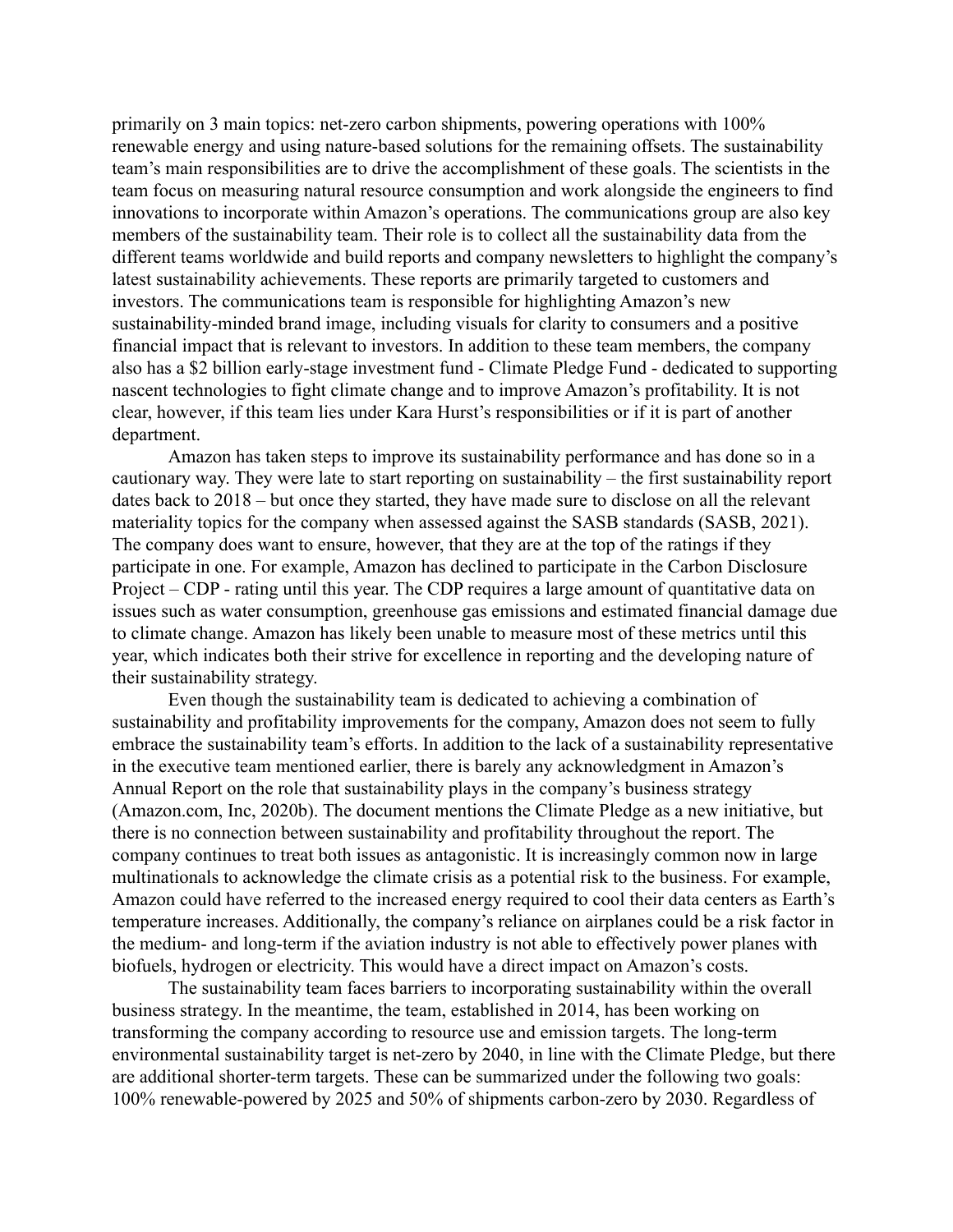primarily on 3 main topics: net-zero carbon shipments, powering operations with 100% renewable energy and using nature-based solutions for the remaining offsets. The sustainability team's main responsibilities are to drive the accomplishment of these goals. The scientists in the team focus on measuring natural resource consumption and work alongside the engineers to find innovations to incorporate within Amazon's operations. The communications group are also key members of the sustainability team. Their role is to collect all the sustainability data from the different teams worldwide and build reports and company newsletters to highlight the company's latest sustainability achievements. These reports are primarily targeted to customers and investors. The communications team is responsible for highlighting Amazon's new sustainability-minded brand image, including visuals for clarity to consumers and a positive financial impact that is relevant to investors. In addition to these team members, the company also has a $2 billion early-stage investment fund - Climate Pledge Fund - dedicated to supporting nascent technologies to fight climate change and to improve Amazon's profitability. It is not clear, however, if this team lies under Kara Hurst's responsibilities or if it is part of another department.

Amazon has taken steps to improve its sustainability performance and has done so in a cautionary way. They were late to start reporting on sustainability – the first sustainability report dates back to 2018 – but once they started, they have made sure to disclose on all the relevant materiality topics for the company when assessed against the SASB standards (SASB, 2021). The company does want to ensure, however, that they are at the top of the ratings if they participate in one. For example, Amazon has declined to participate in the Carbon Disclosure Project – CDP - rating until this year. The CDP requires a large amount of quantitative data on issues such as water consumption, greenhouse gas emissions and estimated financial damage due to climate change. Amazon has likely been unable to measure most of these metrics until this year, which indicates both their strive for excellence in reporting and the developing nature of their sustainability strategy.

Even though the sustainability team is dedicated to achieving a combination of sustainability and profitability improvements for the company, Amazon does not seem to fully embrace the sustainability team's efforts. In addition to the lack of a sustainability representative in the executive team mentioned earlier, there is barely any acknowledgment in Amazon's Annual Report on the role that sustainability plays in the company's business strategy (Amazon.com, Inc, 2020b). The document mentions the Climate Pledge as a new initiative, but there is no connection between sustainability and profitability throughout the report. The company continues to treat both issues as antagonistic. It is increasingly common now in large multinationals to acknowledge the climate crisis as a potential risk to the business. For example, Amazon could have referred to the increased energy required to cool their data centers as Earth's temperature increases. Additionally, the company's reliance on airplanes could be a risk factor in the medium- and long-term if the aviation industry is not able to effectively power planes with biofuels, hydrogen or electricity. This would have a direct impact on Amazon's costs.

The sustainability team faces barriers to incorporating sustainability within the overall business strategy. In the meantime, the team, established in 2014, has been working on transforming the company according to resource use and emission targets. The long-term environmental sustainability target is net-zero by 2040, in line with the Climate Pledge, but there are additional shorter-term targets. These can be summarized under the following two goals: 100% renewable-powered by 2025 and 50% of shipments carbon-zero by 2030. Regardless of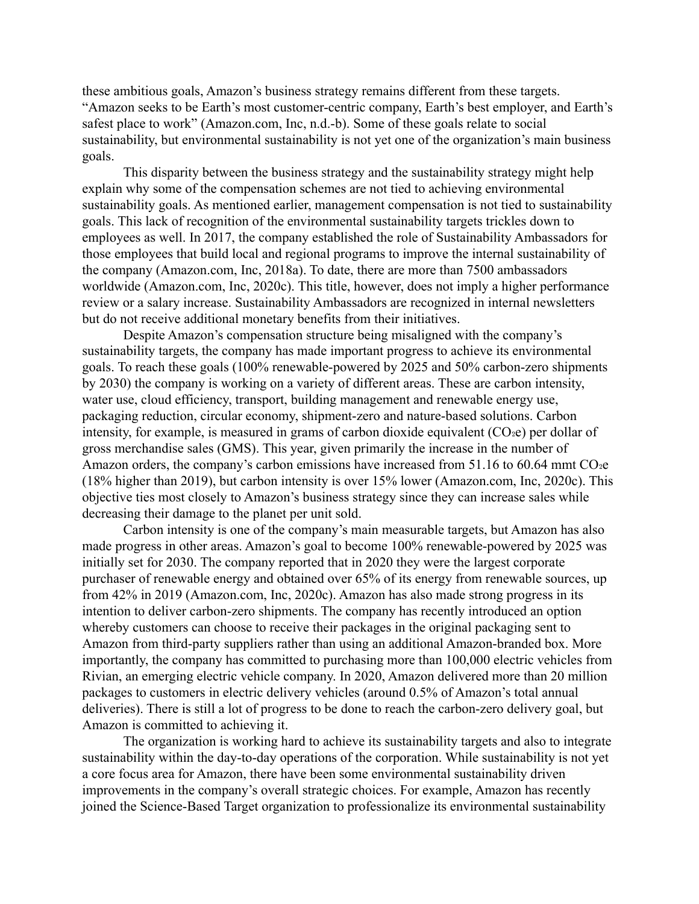these ambitious goals, Amazon's business strategy remains different from these targets. "Amazon seeks to be Earth's most customer-centric company, Earth's best employer, and Earth's safest place to work" (Amazon.com, Inc, n.d.-b). Some of these goals relate to social sustainability, but environmental sustainability is not yet one of the organization's main business goals.

This disparity between the business strategy and the sustainability strategy might help explain why some of the compensation schemes are not tied to achieving environmental sustainability goals. As mentioned earlier, management compensation is not tied to sustainability goals. This lack of recognition of the environmental sustainability targets trickles down to employees as well. In 2017, the company established the role of Sustainability Ambassadors for those employees that build local and regional programs to improve the internal sustainability of the company (Amazon.com, Inc, 2018a). To date, there are more than 7500 ambassadors worldwide (Amazon.com, Inc, 2020c). This title, however, does not imply a higher performance review or a salary increase. Sustainability Ambassadors are recognized in internal newsletters but do not receive additional monetary benefits from their initiatives.

Despite Amazon's compensation structure being misaligned with the company's sustainability targets, the company has made important progress to achieve its environmental goals. To reach these goals (100% renewable-powered by 2025 and 50% carbon-zero shipments by 2030) the company is working on a variety of different areas. These are carbon intensity, water use, cloud efficiency, transport, building management and renewable energy use, packaging reduction, circular economy, shipment-zero and nature-based solutions. Carbon intensity, for example, is measured in grams of carbon dioxide equivalent ($CO_2e$) per dollar of gross merchandise sales (GMS). This year, given primarily the increase in the number of Amazon orders, the company's carbon emissions have increased from 51.16 to 60.64 mmt $CO_2e$ (18% higher than 2019), but carbon intensity is over 15% lower (Amazon.com, Inc, 2020c). This objective ties most closely to Amazon's business strategy since they can increase sales while decreasing their damage to the planet per unit sold.

Carbon intensity is one of the company's main measurable targets, but Amazon has also made progress in other areas. Amazon's goal to become 100% renewable-powered by 2025 was initially set for 2030. The company reported that in 2020 they were the largest corporate purchaser of renewable energy and obtained over 65% of its energy from renewable sources, up from 42% in 2019 (Amazon.com, Inc, 2020c). Amazon has also made strong progress in its intention to deliver carbon-zero shipments. The company has recently introduced an option whereby customers can choose to receive their packages in the original packaging sent to Amazon from third-party suppliers rather than using an additional Amazon-branded box. More importantly, the company has committed to purchasing more than 100,000 electric vehicles from Rivian, an emerging electric vehicle company. In 2020, Amazon delivered more than 20 million packages to customers in electric delivery vehicles (around 0.5% of Amazon's total annual deliveries). There is still a lot of progress to be done to reach the carbon-zero delivery goal, but Amazon is committed to achieving it.

The organization is working hard to achieve its sustainability targets and also to integrate sustainability within the day-to-day operations of the corporation. While sustainability is not yet a core focus area for Amazon, there have been some environmental sustainability driven improvements in the company's overall strategic choices. For example, Amazon has recently joined the Science-Based Target organization to professionalize its environmental sustainability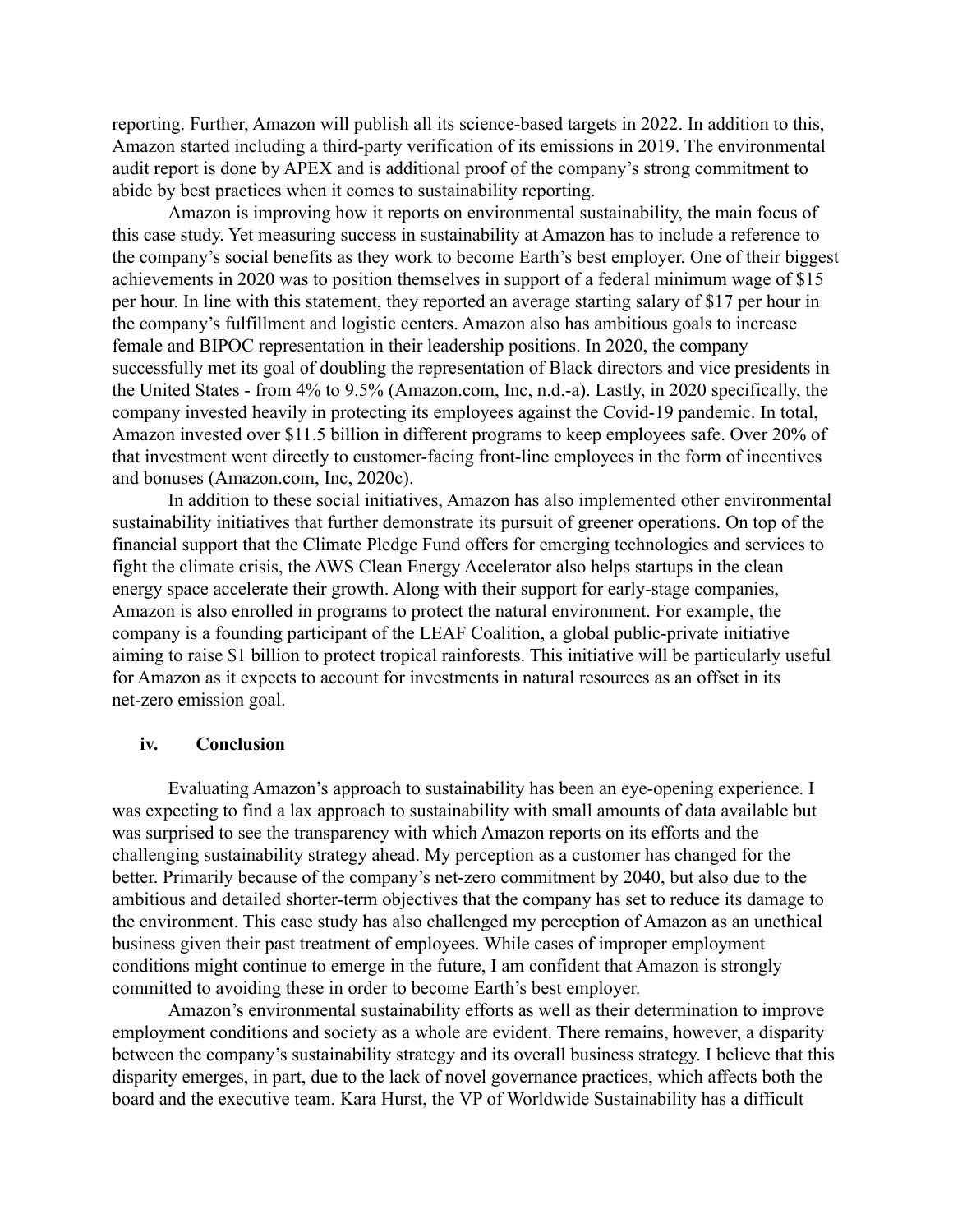reporting. Further, Amazon will publish all its science-based targets in 2022. In addition to this, Amazon started including a third-party verification of its emissions in 2019. The environmental audit report is done by APEX and is additional proof of the company's strong commitment to abide by best practices when it comes to sustainability reporting.

Amazon is improving how it reports on environmental sustainability, the main focus of this case study. Yet measuring success in sustainability at Amazon has to include a reference to the company's social benefits as they work to become Earth's best employer. One of their biggest achievements in 2020 was to position themselves in support of a federal minimum wage of $15 per hour. In line with this statement, they reported an average starting salary of $17 per hour in the company's fulfillment and logistic centers. Amazon also has ambitious goals to increase female and BIPOC representation in their leadership positions. In 2020, the company successfully met its goal of doubling the representation of Black directors and vice presidents in the United States - from 4% to 9.5% (Amazon.com, Inc, n.d.-a). Lastly, in 2020 specifically, the company invested heavily in protecting its employees against the Covid-19 pandemic. In total, Amazon invested over $11.5 billion in different programs to keep employees safe. Over 20% of that investment went directly to customer-facing front-line employees in the form of incentives and bonuses (Amazon.com, Inc, 2020c).

In addition to these social initiatives, Amazon has also implemented other environmental sustainability initiatives that further demonstrate its pursuit of greener operations. On top of the financial support that the Climate Pledge Fund offers for emerging technologies and services to fight the climate crisis, the AWS Clean Energy Accelerator also helps startups in the clean energy space accelerate their growth. Along with their support for early-stage companies, Amazon is also enrolled in programs to protect the natural environment. For example, the company is a founding participant of the LEAF Coalition, a global public-private initiative aiming to raise $1 billion to protect tropical rainforests. This initiative will be particularly useful for Amazon as it expects to account for investments in natural resources as an offset in its net-zero emission goal.

### iv. Conclusion

Evaluating Amazon's approach to sustainability has been an eye-opening experience. I was expecting to find a lax approach to sustainability with small amounts of data available but was surprised to see the transparency with which Amazon reports on its efforts and the challenging sustainability strategy ahead. My perception as a customer has changed for the better. Primarily because of the company's net-zero commitment by 2040, but also due to the ambitious and detailed shorter-term objectives that the company has set to reduce its damage to the environment. This case study has also challenged my perception of Amazon as an unethical business given their past treatment of employees. While cases of improper employment conditions might continue to emerge in the future, I am confident that Amazon is strongly committed to avoiding these in order to become Earth's best employer.

Amazon's environmental sustainability efforts as well as their determination to improve employment conditions and society as a whole are evident. There remains, however, a disparity between the company's sustainability strategy and its overall business strategy. I believe that this disparity emerges, in part, due to the lack of novel governance practices, which affects both the board and the executive team. Kara Hurst, the VP of Worldwide Sustainability has a difficult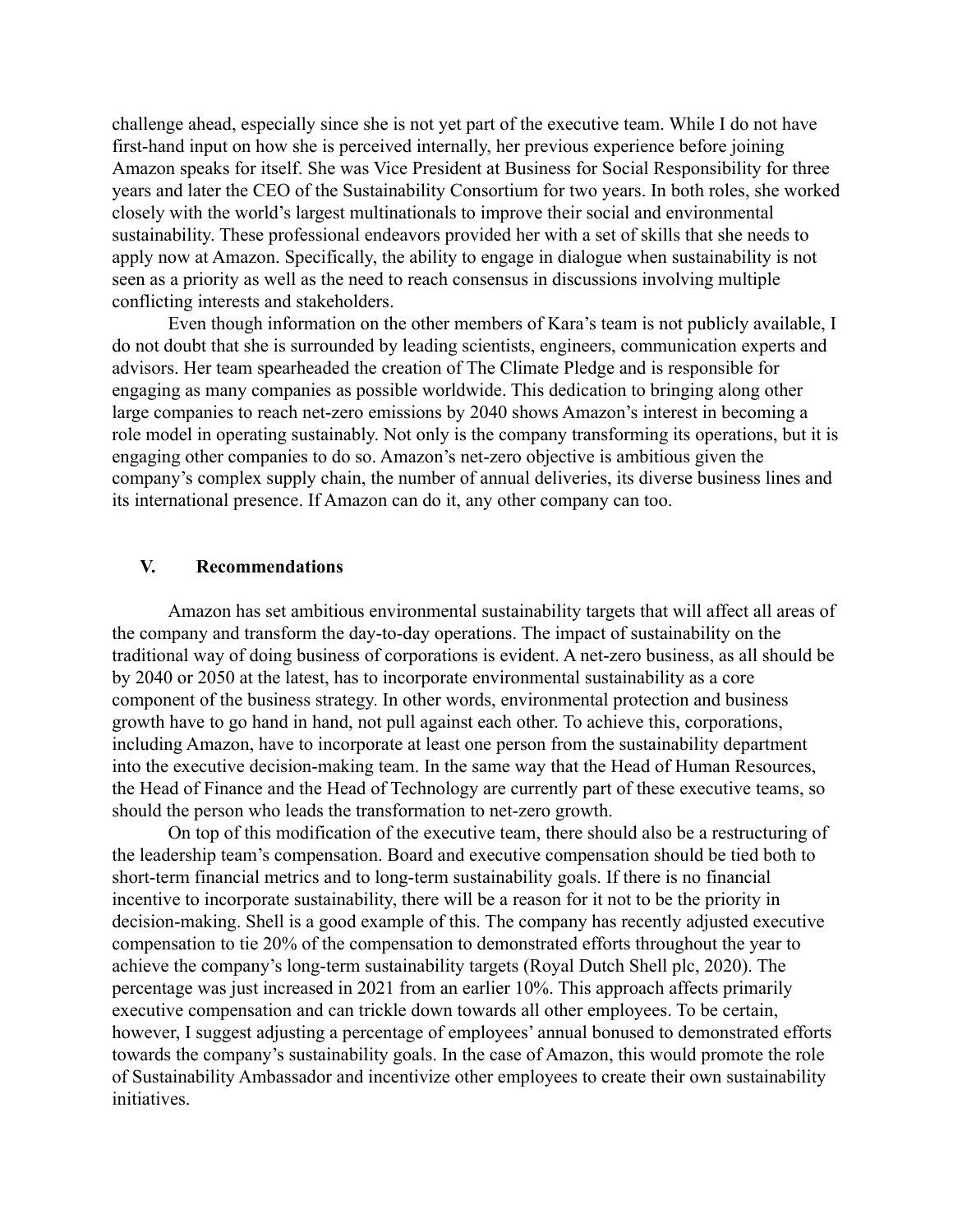challenge ahead, especially since she is not yet part of the executive team. While I do not have first-hand input on how she is perceived internally, her previous experience before joining Amazon speaks for itself. She was Vice President at Business for Social Responsibility for three years and later the CEO of the Sustainability Consortium for two years. In both roles, she worked closely with the world's largest multinationals to improve their social and environmental sustainability. These professional endeavors provided her with a set of skills that she needs to apply now at Amazon. Specifically, the ability to engage in dialogue when sustainability is not seen as a priority as well as the need to reach consensus in discussions involving multiple conflicting interests and stakeholders.

Even though information on the other members of Kara's team is not publicly available, I do not doubt that she is surrounded by leading scientists, engineers, communication experts and advisors. Her team spearheaded the creation of The Climate Pledge and is responsible for engaging as many companies as possible worldwide. This dedication to bringing along other large companies to reach net-zero emissions by 2040 shows Amazon's interest in becoming a role model in operating sustainably. Not only is the company transforming its operations, but it is engaging other companies to do so. Amazon's net-zero objective is ambitious given the company's complex supply chain, the number of annual deliveries, its diverse business lines and its international presence. If Amazon can do it, any other company can too.

## V. Recommendations

Amazon has set ambitious environmental sustainability targets that will affect all areas of the company and transform the day-to-day operations. The impact of sustainability on the traditional way of doing business of corporations is evident. A net-zero business, as all should be by 2040 or 2050 at the latest, has to incorporate environmental sustainability as a core component of the business strategy. In other words, environmental protection and business growth have to go hand in hand, not pull against each other. To achieve this, corporations, including Amazon, have to incorporate at least one person from the sustainability department into the executive decision-making team. In the same way that the Head of Human Resources, the Head of Finance and the Head of Technology are currently part of these executive teams, so should the person who leads the transformation to net-zero growth.

On top of this modification of the executive team, there should also be a restructuring of the leadership team's compensation. Board and executive compensation should be tied both to short-term financial metrics and to long-term sustainability goals. If there is no financial incentive to incorporate sustainability, there will be a reason for it not to be the priority in decision-making. Shell is a good example of this. The company has recently adjusted executive compensation to tie 20% of the compensation to demonstrated efforts throughout the year to achieve the company's long-term sustainability targets (Royal Dutch Shell plc, 2020). The percentage was just increased in 2021 from an earlier 10%. This approach affects primarily executive compensation and can trickle down towards all other employees. To be certain, however, I suggest adjusting a percentage of employees' annual bonused to demonstrated efforts towards the company's sustainability goals. In the case of Amazon, this would promote the role of Sustainability Ambassador and incentivize other employees to create their own sustainability initiatives.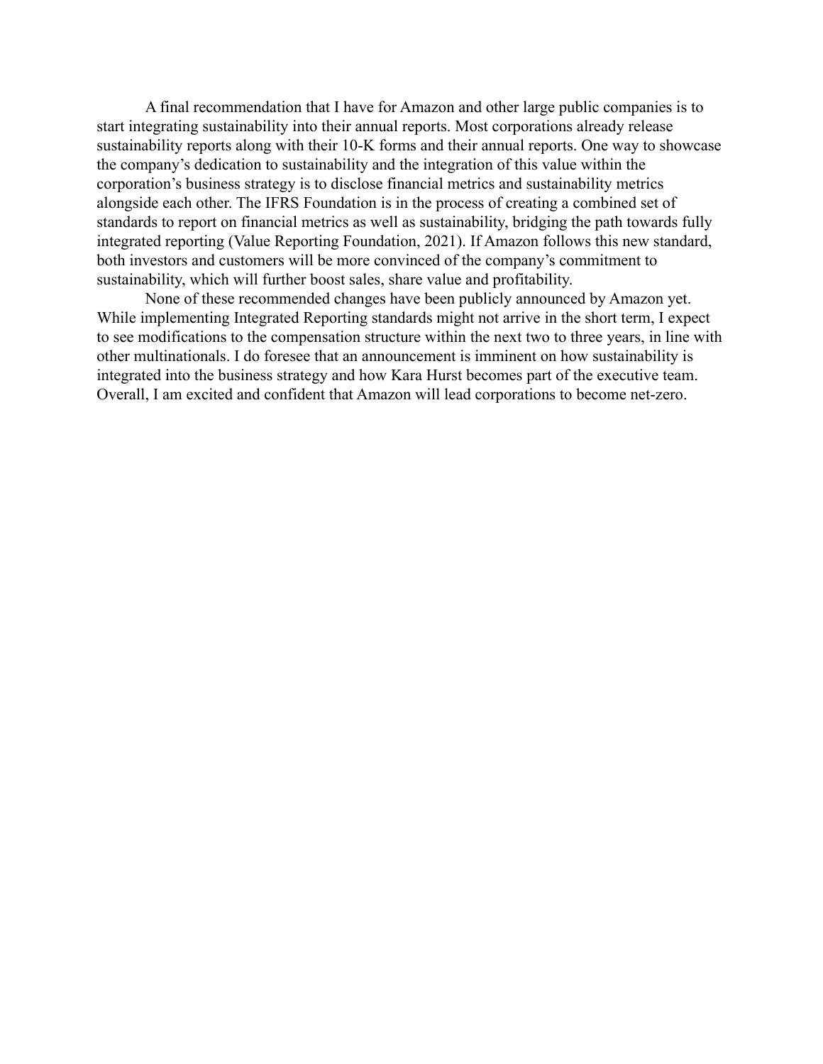A final recommendation that I have for Amazon and other large public companies is to start integrating sustainability into their annual reports. Most corporations already release sustainability reports along with their 10-K forms and their annual reports. One way to showcase the company's dedication to sustainability and the integration of this value within the corporation's business strategy is to disclose financial metrics and sustainability metrics alongside each other. The IFRS Foundation is in the process of creating a combined set of standards to report on financial metrics as well as sustainability, bridging the path towards fully integrated reporting (Value Reporting Foundation, 2021). If Amazon follows this new standard, both investors and customers will be more convinced of the company's commitment to sustainability, which will further boost sales, share value and profitability.

None of these recommended changes have been publicly announced by Amazon yet. While implementing Integrated Reporting standards might not arrive in the short term, I expect to see modifications to the compensation structure within the next two to three years, in line with other multinationals. I do foresee that an announcement is imminent on how sustainability is integrated into the business strategy and how Kara Hurst becomes part of the executive team. Overall, I am excited and confident that Amazon will lead corporations to become net-zero.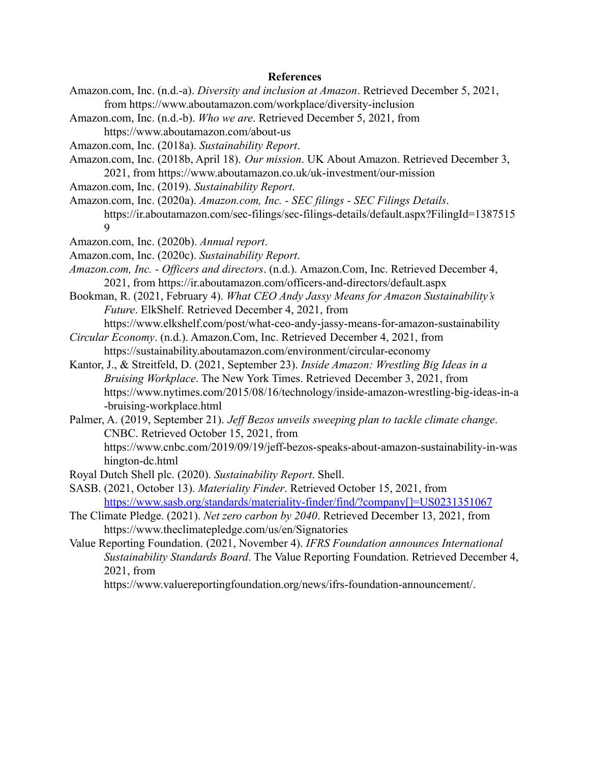## References

Amazon.com, Inc. (n.d.-a). *Diversity and inclusion at Amazon*. Retrieved December 5, 2021, from https://www.aboutamazon.com/workplace/diversity-inclusion

Amazon.com, Inc. (n.d.-b). *Who we are*. Retrieved December 5, 2021, from https://www.aboutamazon.com/about-us

Amazon.com, Inc. (2018a). *Sustainability Report*.

Amazon.com, Inc. (2018b, April 18). *Our mission*. UK About Amazon. Retrieved December 3, 2021, from https://www.aboutamazon.co.uk/uk-investment/our-mission

Amazon.com, Inc. (2019). *Sustainability Report*.

Amazon.com, Inc. (2020a). *Amazon.com, Inc. - SEC filings - SEC Filings Details*. https://ir.aboutamazon.com/sec-filings/sec-filings-details/default.aspx?FilingId=13875159

Amazon.com, Inc. (2020b). *Annual report*.

Amazon.com, Inc. (2020c). *Sustainability Report*.

*Amazon.com, Inc. - Officers and directors*. (n.d.). Amazon.Com, Inc. Retrieved December 4, 2021, from https://ir.aboutamazon.com/officers-and-directors/default.aspx

Bookman, R. (2021, February 4). *What CEO Andy Jassy Means for Amazon Sustainability's Future*. ElkShelf. Retrieved December 4, 2021, from https://www.elkshelf.com/post/what-ceo-andy-jassy-means-for-amazon-sustainability

*Circular Economy*. (n.d.). Amazon.Com, Inc. Retrieved December 4, 2021, from https://sustainability.aboutamazon.com/environment/circular-economy

Kantor, J., & Streitfeld, D. (2021, September 23). *Inside Amazon: Wrestling Big Ideas in a Bruising Workplace*. The New York Times. Retrieved December 3, 2021, from https://www.nytimes.com/2015/08/16/technology/inside-amazon-wrestling-big-ideas-in-a-bruising-workplace.html

Palmer, A. (2019, September 21). *Jeff Bezos unveils sweeping plan to tackle climate change*. CNBC. Retrieved October 15, 2021, from https://www.cnbc.com/2019/09/19/jeff-bezos-speaks-about-amazon-sustainability-in-washington-dc.html

Royal Dutch Shell plc. (2020). *Sustainability Report*. Shell.

SASB. (2021, October 13). *Materiality Finder*. Retrieved October 15, 2021, from https://www.sasb.org/standards/materiality-finder/find/?company[]=US0231351067

The Climate Pledge. (2021). *Net zero carbon by 2040*. Retrieved December 13, 2021, from https://www.theclimatepledge.com/us/en/Signatories

Value Reporting Foundation. (2021, November 4). *IFRS Foundation announces International Sustainability Standards Board*. The Value Reporting Foundation. Retrieved December 4, 2021, from https://www.valuereportingfoundation.org/news/ifrs-foundation-announcement/.